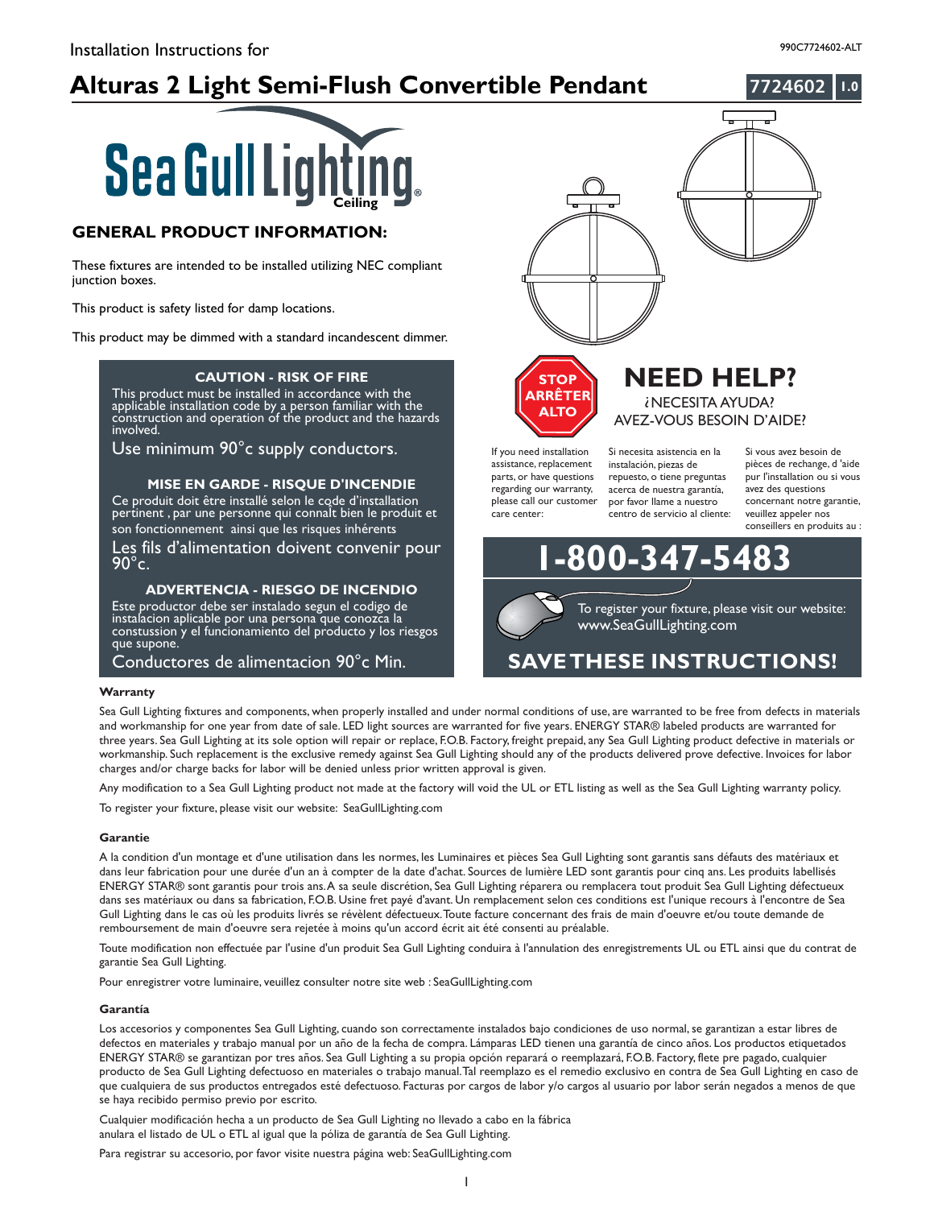Installation Instructions for

990C7724602-ALT

# Alturas 2 Light Semi-Flush Convertible Pendant

7724602 1.0

Sea Gull Lighting® Ceiling

## GENERAL PRODUCT INFORMATION:

These fixtures are intended to be installed utilizing NEC compliant junction boxes.

This product is safety listed for damp locations.

This product may be dimmed with a standard incandescent dimmer.

### CAUTION - RISK OF FIRE

This product must be installed in accordance with the applicable installation code by a person familiar with the construction and operation of the product and the hazards involved.

Use minimum 90°c supply conductors.

### MISE EN GARDE - RISQUE D'INCENDIE

Ce produit doit être installé selon le code d'installation pertinent , par une personne qui connaît bien le produit et son fonctionnement ainsi que les risques inhérents

Les fils d'alimentation doivent convenir pour 90°c.

### ADVERTENCIA - RIESGO DE INCENDIO

Este productor debe ser instalado segun el codigo de instalacion aplicable por una persona que conozca la constussion y el funcionamiento del producto y los riesgos que supone.

Conductores de alimentacion 90°c Min.

STOP ARRÊTER ALTO

## NEED HELP?

¿NECESITA AYUDA?

AVEZ-VOUS BESOIN D'AIDE?

If you need installation assistance, replacement parts, or have questions regarding our warranty, please call our customer care center:

Si necesita asistencia en la instalación, piezas de repuesto, o tiene preguntas acerca de nuestra garantía, por favor llame a nuestro centro de servicio al cliente:

Si vous avez besoin de pièces de rechange, d 'aide pur l'installation ou si vous avez des questions concernant notre garantie, veuillez appeler nos conseillers en produits au :

# 1-800-347-5483

To register your fixture, please visit our website: www.SeaGullLighting.com

## SAVE THESE INSTRUCTIONS!

**Warranty**

Sea Gull Lighting fixtures and components, when properly installed and under normal conditions of use, are warranted to be free from defects in materials and workmanship for one year from date of sale. LED light sources are warranted for five years. ENERGY STAR® labeled products are warranted for three years. Sea Gull Lighting at its sole option will repair or replace, F.O.B. Factory, freight prepaid, any Sea Gull Lighting product defective in materials or workmanship. Such replacement is the exclusive remedy against Sea Gull Lighting should any of the products delivered prove defective. Invoices for labor charges and/or charge backs for labor will be denied unless prior written approval is given.

Any modification to a Sea Gull Lighting product not made at the factory will void the UL or ETL listing as well as the Sea Gull Lighting warranty policy.

To register your fixture, please visit our website: SeaGullLighting.com

**Garantie**

A la condition d'un montage et d'une utilisation dans les normes, les Luminaires et pièces Sea Gull Lighting sont garantis sans défauts des matériaux et dans leur fabrication pour une durée d'un an à compter de la date d'achat. Sources de lumière LED sont garantis pour cinq ans. Les produits labellisés ENERGY STAR® sont garantis pour trois ans. A sa seule discrétion, Sea Gull Lighting réparera ou remplacera tout produit Sea Gull Lighting défectueux dans ses matériaux ou dans sa fabrication, F.O.B. Usine fret payé d'avant. Un remplacement selon ces conditions est l'unique recours à l'encontre de Sea Gull Lighting dans le cas où les produits livrés se révèlent défectueux. Toute facture concernant des frais de main d'oeuvre et/ou toute demande de remboursement de main d'oeuvre sera rejetée à moins qu'un accord écrit ait été consenti au préalable.

Toute modification non effectuée par l'usine d'un produit Sea Gull Lighting conduira à l'annulation des enregistrements UL ou ETL ainsi que du contrat de garantie Sea Gull Lighting.

Pour enregistrer votre luminaire, veuillez consulter notre site web : SeaGullLighting.com

**Garantía**

Los accesorios y componentes Sea Gull Lighting, cuando son correctamente instalados bajo condiciones de uso normal, se garantizan a estar libres de defectos en materiales y trabajo manual por un año de la fecha de compra. Lámparas LED tienen una garantía de cinco años. Los productos etiquetados ENERGY STAR® se garantizan por tres años. Sea Gull Lighting a su propia opción reparará o reemplazará, F.O.B. Factory, flete pre pagado, cualquier producto de Sea Gull Lighting defectuoso en materiales o trabajo manual. Tal reemplazo es el remedio exclusivo en contra de Sea Gull Lighting en caso de que cualquiera de sus productos entregados esté defectuoso. Facturas por cargos de labor y/o cargos al usuario por labor serán negados a menos de que se haya recibido permiso previo por escrito.

Cualquier modificación hecha a un producto de Sea Gull Lighting no llevado a cabo en la fábrica anulara el listado de UL o ETL al igual que la póliza de garantía de Sea Gull Lighting.

Para registrar su accesorio, por favor visite nuestra página web: SeaGullLighting.com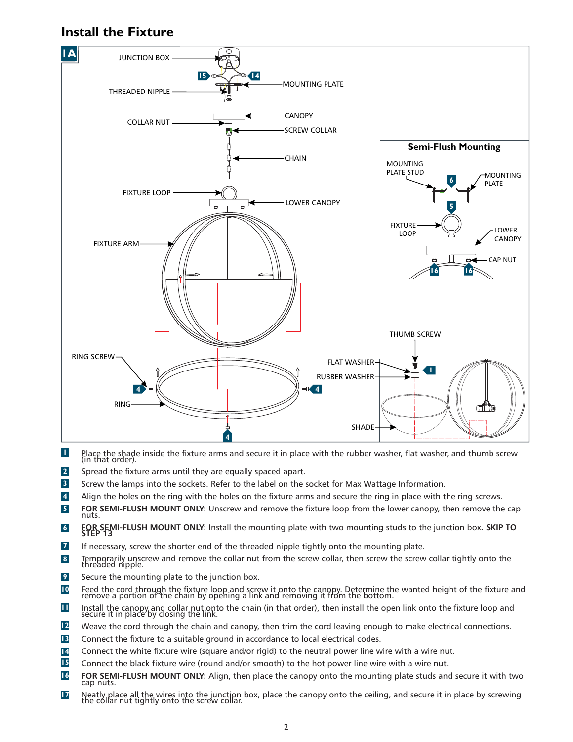## Install the Fixture

1A

JUNCTION BOX
THREADED NIPPLE
MOUNTING PLATE
15
14
COLLAR NUT
CANOPY
SCREW COLLAR
CHAIN
FIXTURE LOOP
LOWER CANOPY
FIXTURE ARM
RING SCREW
RING
4
4
4

**Semi-Flush Mounting**

MOUNTING PLATE STUD
MOUNTING PLATE
6
5
FIXTURE LOOP
LOWER CANOPY
CAP NUT
16
16

THUMB SCREW
FLAT WASHER
RUBBER WASHER
1
SHADE

1. Place the shade inside the fixture arms and secure it in place with the rubber washer, flat washer, and thumb screw (in that order).
2. Spread the fixture arms until they are equally spaced apart.
3. Screw the lamps into the sockets. Refer to the label on the socket for Max Wattage Information.
4. Align the holes on the ring with the holes on the fixture arms and secure the ring in place with the ring screws.
5. **FOR SEMI-FLUSH MOUNT ONLY:** Unscrew and remove the fixture loop from the lower canopy, then remove the cap nuts.
6. **FOR SEMI-FLUSH MOUNT ONLY:** Install the mounting plate with two mounting studs to the junction box. **SKIP TO STEP 13**
7. If necessary, screw the shorter end of the threaded nipple tightly onto the mounting plate.
8. Temporarily unscrew and remove the collar nut from the screw collar, then screw the screw collar tightly onto the threaded nipple.
9. Secure the mounting plate to the junction box.
10. Feed the cord through the fixture loop and screw it onto the canopy. Determine the wanted height of the fixture and remove a portion of the chain by opening a link and removing it from the bottom.
11. Install the canopy and collar nut onto the chain (in that order), then install the open link onto the fixture loop and secure it in place by closing the link.
12. Weave the cord through the chain and canopy, then trim the cord leaving enough to make electrical connections.
13. Connect the fixture to a suitable ground in accordance to local electrical codes.
14. Connect the white fixture wire (square and/or rigid) to the neutral power line wire with a wire nut.
15. Connect the black fixture wire (round and/or smooth) to the hot power line wire with a wire nut.
16. **FOR SEMI-FLUSH MOUNT ONLY:** Align, then place the canopy onto the mounting plate studs and secure it with two cap nuts.
17. Neatly place all the wires into the junction box, place the canopy onto the ceiling, and secure it in place by screwing the collar nut tightly onto the screw collar.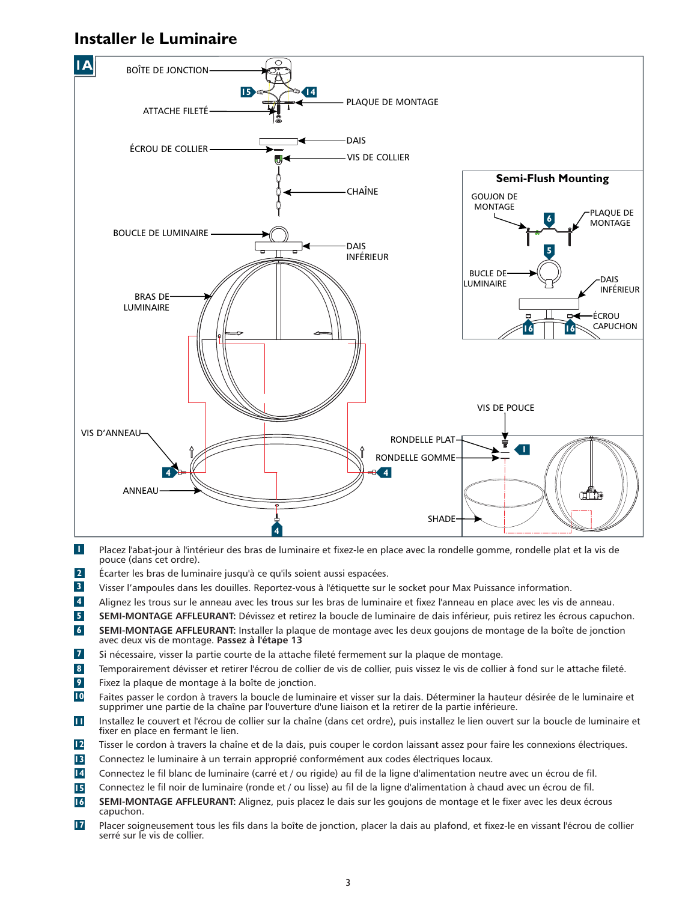## Installer le Luminaire

1A

BOÎTE DE JONCTION
ATTACHE FILETÉ
PLAQUE DE MONTAGE
ÉCROU DE COLLIER
DAIS
VIS DE COLLIER
CHAÎNE
BOUCLE DE LUMINAIRE
DAIS INFÉRIEUR
BRAS DE LUMINAIRE
VIS D'ANNEAU
ANNEAU

Semi-Flush Mounting
GOUJON DE MONTAGE
PLAQUE DE MONTAGE
BUCLE DE LUMINAIRE
DAIS INFÉRIEUR
ÉCROU CAPUCHON

VIS DE POUCE
RONDELLE PLAT
RONDELLE GOMME
SHADE

1. Placez l'abat-jour à l'intérieur des bras de luminaire et fixez-le en place avec la rondelle gomme, rondelle plat et la vis de pouce (dans cet ordre).
2. Écarter les bras de luminaire jusqu'à ce qu'ils soient aussi espacées.
3. Visser l'ampoules dans les douilles. Reportez-vous à l'étiquette sur le socket pour Max Puissance information.
4. Alignez les trous sur le anneau avec les trous sur les bras de luminaire et fixez l'anneau en place avec les vis de anneau.
5. **SEMI-MONTAGE AFFLEURANT:** Dévissez et retirez la boucle de luminaire de dais inférieur, puis retirez les écrous capuchon.
6. **SEMI-MONTAGE AFFLEURANT:** Installer la plaque de montage avec les deux goujons de montage de la boîte de jonction avec deux vis de montage. **Passez à l'étape 13**
7. Si nécessaire, visser la partie courte de la attache fileté fermement sur la plaque de montage.
8. Temporairement dévisser et retirer l'écrou de collier de vis de collier, puis vissez le vis de collier à fond sur le attache fileté.
9. Fixez la plaque de montage à la boîte de jonction.
10. Faites passer le cordon à travers la boucle de luminaire et visser sur la dais. Déterminer la hauteur désirée de le luminaire et supprimer une partie de la chaîne par l'ouverture d'une liaison et la retirer de la partie inférieure.
11. Installez le couvert et l'écrou de collier sur la chaîne (dans cet ordre), puis installez le lien ouvert sur la boucle de luminaire et fixer en place en fermant le lien.
12. Tisser le cordon à travers la chaîne et de la dais, puis couper le cordon laissant assez pour faire les connexions électriques.
13. Connectez le luminaire à un terrain approprié conformément aux codes électriques locaux.
14. Connectez le fil blanc de luminaire (carré et / ou rigide) au fil de la ligne d'alimentation neutre avec un écrou de fil.
15. Connectez le fil noir de luminaire (ronde et / ou lisse) au fil de la ligne d'alimentation à chaud avec un écrou de fil.
16. **SEMI-MONTAGE AFFLEURANT:** Alignez, puis placez le dais sur les goujons de montage et le fixer avec les deux écrous capuchon.
17. Placer soigneusement tous les fils dans la boîte de jonction, placer la dais au plafond, et fixez-le en vissant l'écrou de collier serré sur le vis de collier.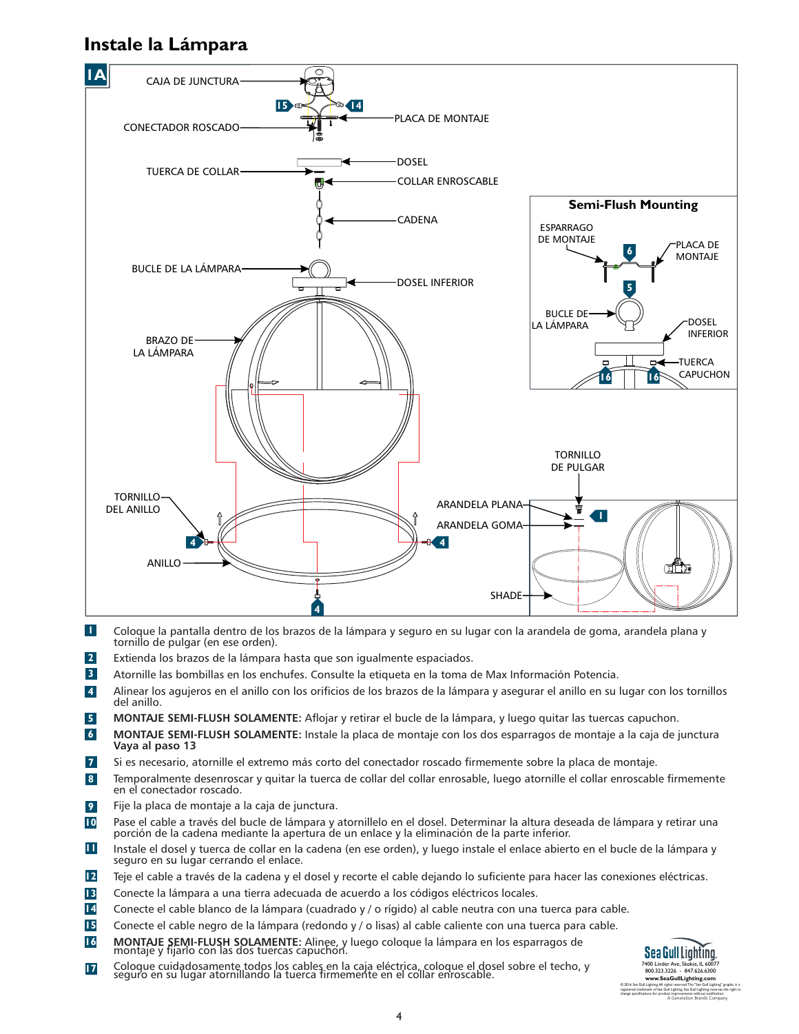# Instale la Lámpara

1A

CAJA DE JUNCTURA
15
14
CONECTADOR ROSCADO
PLACA DE MONTAJE
DOSEL
TUERCA DE COLLAR
COLLAR ENROSCABLE
CADENA
BUCLE DE LA LÁMPARA
DOSEL INFERIOR
BRAZO DE LA LÁMPARA
TORNILLO DEL ANILLO
4
4
ANILLO
4

Semi-Flush Mounting

ESPARRAGO DE MONTAJE
6
PLACA DE MONTAJE
5
BUCLE DE LA LÁMPARA
DOSEL INFERIOR
TUERCA CAPUCHON
16
16

TORNILLO DE PULGAR
ARANDELA PLANA
ARANDELA GOMA
1
SHADE

1. Coloque la pantalla dentro de los brazos de la lámpara y seguro en su lugar con la arandela de goma, arandela plana y tornillo de pulgar (en ese orden).
2. Extienda los brazos de la lámpara hasta que son igualmente espaciados.
3. Atornille las bombillas en los enchufes. Consulte la etiqueta en la toma de Max Información Potencia.
4. Alinear los agujeros en el anillo con los orificios de los brazos de la lámpara y asegurar el anillo en su lugar con los tornillos del anillo.
5. **MONTAJE SEMI-FLUSH SOLAMENTE:** Aflojar y retirar el bucle de la lámpara, y luego quitar las tuercas capuchon.
6. **MONTAJE SEMI-FLUSH SOLAMENTE:** Instale la placa de montaje con los dos esparragos de montaje a la caja de junctura **Vaya al paso 13**
7. Si es necesario, atornille el extremo más corto del conectador roscado firmemente sobre la placa de montaje.
8. Temporalmente desenroscar y quitar la tuerca de collar del collar enrosable, luego atornille el collar enroscable firmemente en el conectador roscado.
9. Fije la placa de montaje a la caja de junctura.
10. Pase el cable a través del bucle de lámpara y atornillelo en el dosel. Determinar la altura deseada de lámpara y retirar una porción de la cadena mediante la apertura de un enlace y la eliminación de la parte inferior.
11. Instale el dosel y tuerca de collar en la cadena (en ese orden), y luego instale el enlace abierto en el bucle de la lámpara y seguro en su lugar cerrando el enlace.
12. Teje el cable a través de la cadena y el dosel y recorte el cable dejando lo suficiente para hacer las conexiones eléctricas.
13. Conecte la lámpara a una tierra adecuada de acuerdo a los códigos eléctricos locales.
14. Conecte el cable blanco de la lámpara (cuadrado y / o rígido) al cable neutra con una tuerca para cable.
15. Conecte el cable negro de la lámpara (redondo y / o lisas) al cable caliente con una tuerca para cable.
16. **MONTAJE SEMI-FLUSH SOLAMENTE:** Alinee, y luego coloque la lámpara en los esparragos de montaje y fijarlo con las dos tuercas capuchon.
17. Coloque cuidadosamente todos los cables en la caja eléctrica, coloque el dosel sobre el techo, y seguro en su lugar atornillando la tuerca firmemente en el collar enroscable.

Sea Gull Lighting
7400 Linder Ave, Skokie, IL 60077
800.323.3226 - 847.626.6300
www.SeaGullLighting.com
© 2016 Sea Gull Lighting. All rights reserved. The "Sea Gull Lighting" graphic is a registered trademark of Sea Gull Lighting. Sea Gull Lighting reserves the right to change specifications for product improvements without notification.
A Generation Brands Company